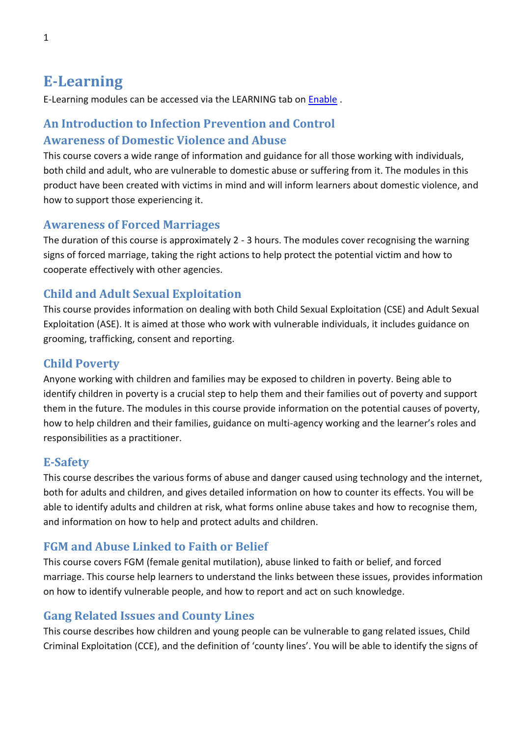# E-Learning

E-Learning modules can be accessed via the LEARNING tab on Enable .

## An Introduction to Infection Prevention and Control

## Awareness of Domestic Violence and Abuse

This course covers a wide range of information and guidance for all those working with individuals, both child and adult, who are vulnerable to domestic abuse or suffering from it. The modules in this product have been created with victims in mind and will inform learners about domestic violence, and how to support those experiencing it.

## Awareness of Forced Marriages

The duration of this course is approximately 2 - 3 hours. The modules cover recognising the warning signs of forced marriage, taking the right actions to help protect the potential victim and how to cooperate effectively with other agencies.

## Child and Adult Sexual Exploitation

This course provides information on dealing with both Child Sexual Exploitation (CSE) and Adult Sexual Exploitation (ASE). It is aimed at those who work with vulnerable individuals, it includes guidance on grooming, trafficking, consent and reporting.

## Child Poverty

Anyone working with children and families may be exposed to children in poverty. Being able to identify children in poverty is a crucial step to help them and their families out of poverty and support them in the future. The modules in this course provide information on the potential causes of poverty, how to help children and their families, guidance on multi-agency working and the learner's roles and responsibilities as a practitioner.

## E-Safety

This course describes the various forms of abuse and danger caused using technology and the internet, both for adults and children, and gives detailed information on how to counter its effects. You will be able to identify adults and children at risk, what forms online abuse takes and how to recognise them, and information on how to help and protect adults and children.

## FGM and Abuse Linked to Faith or Belief

This course covers FGM (female genital mutilation), abuse linked to faith or belief, and forced marriage. This course help learners to understand the links between these issues, provides information on how to identify vulnerable people, and how to report and act on such knowledge.

## Gang Related Issues and County Lines

This course describes how children and young people can be vulnerable to gang related issues, Child Criminal Exploitation (CCE), and the definition of 'county lines'. You will be able to identify the signs of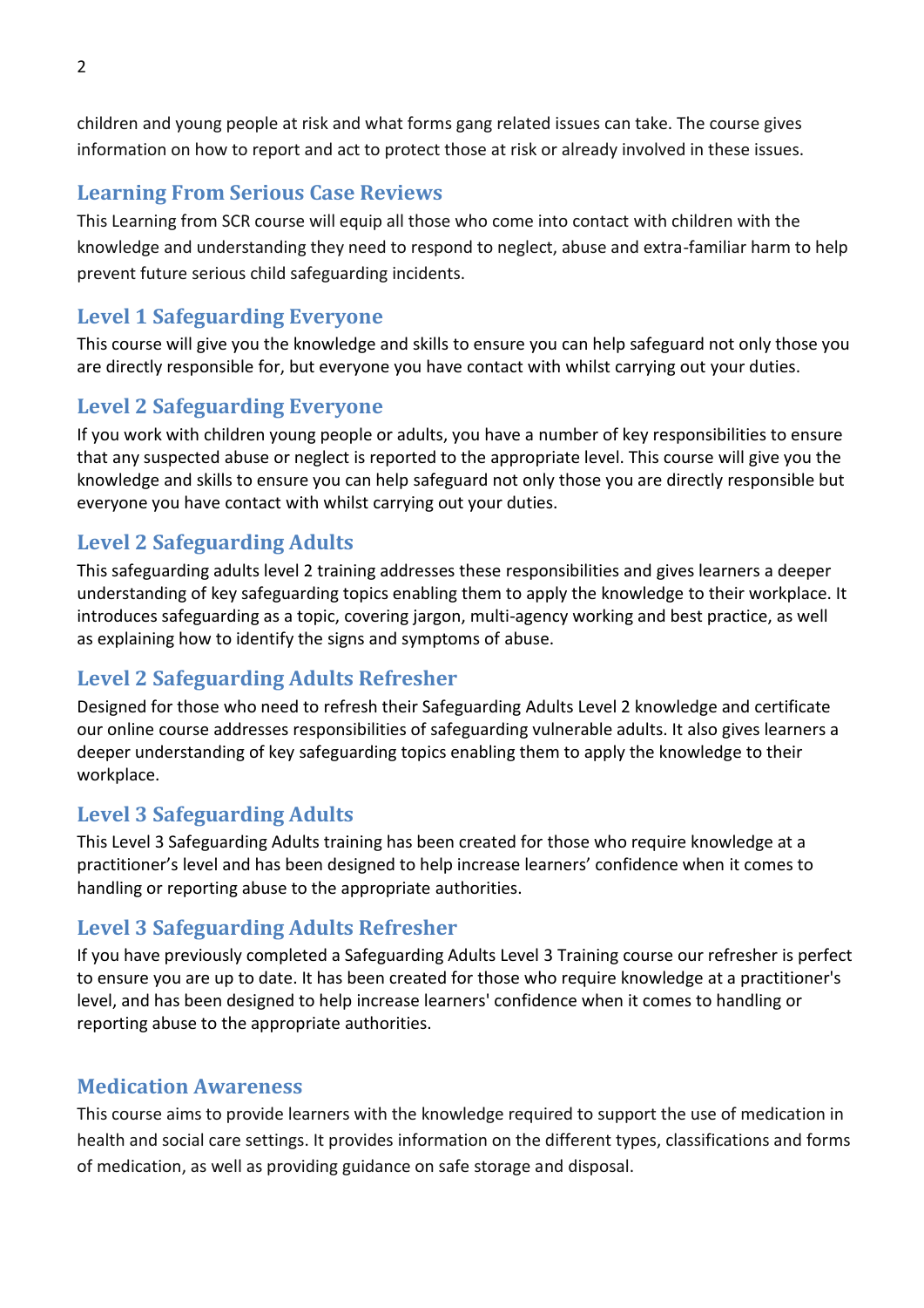children and young people at risk and what forms gang related issues can take. The course gives information on how to report and act to protect those at risk or already involved in these issues.

## Learning From Serious Case Reviews

This Learning from SCR course will equip all those who come into contact with children with the knowledge and understanding they need to respond to neglect, abuse and extra-familiar harm to help prevent future serious child safeguarding incidents.

## Level 1 Safeguarding Everyone

This course will give you the knowledge and skills to ensure you can help safeguard not only those you are directly responsible for, but everyone you have contact with whilst carrying out your duties.

## Level 2 Safeguarding Everyone

If you work with children young people or adults, you have a number of key responsibilities to ensure that any suspected abuse or neglect is reported to the appropriate level. This course will give you the knowledge and skills to ensure you can help safeguard not only those you are directly responsible but everyone you have contact with whilst carrying out your duties.

## Level 2 Safeguarding Adults

This safeguarding adults level 2 training addresses these responsibilities and gives learners a deeper understanding of key safeguarding topics enabling them to apply the knowledge to their workplace. It introduces safeguarding as a topic, covering jargon, multi-agency working and best practice, as well as explaining how to identify the signs and symptoms of abuse.

## Level 2 Safeguarding Adults Refresher

Designed for those who need to refresh their Safeguarding Adults Level 2 knowledge and certificate our online course addresses responsibilities of safeguarding vulnerable adults. It also gives learners a deeper understanding of key safeguarding topics enabling them to apply the knowledge to their workplace.

## Level 3 Safeguarding Adults

This Level 3 Safeguarding Adults training has been created for those who require knowledge at a practitioner's level and has been designed to help increase learners' confidence when it comes to handling or reporting abuse to the appropriate authorities.

## Level 3 Safeguarding Adults Refresher

If you have previously completed a Safeguarding Adults Level 3 Training course our refresher is perfect to ensure you are up to date. It has been created for those who require knowledge at a practitioner's level, and has been designed to help increase learners' confidence when it comes to handling or reporting abuse to the appropriate authorities.

## Medication Awareness

This course aims to provide learners with the knowledge required to support the use of medication in health and social care settings. It provides information on the different types, classifications and forms of medication, as well as providing guidance on safe storage and disposal.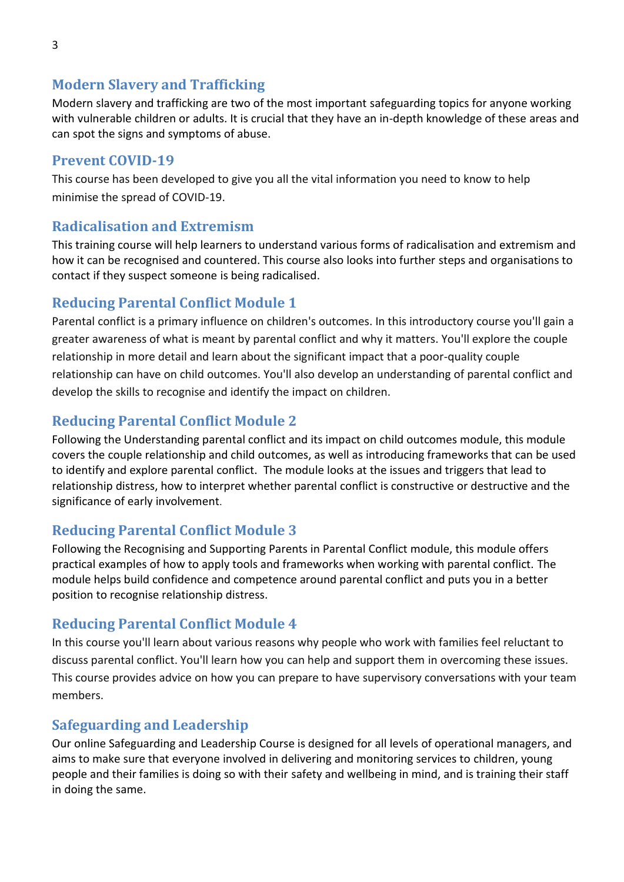## Modern Slavery and Trafficking

Modern slavery and trafficking are two of the most important safeguarding topics for anyone working with vulnerable children or adults. It is crucial that they have an in-depth knowledge of these areas and can spot the signs and symptoms of abuse.

## Prevent COVID-19

This course has been developed to give you all the vital information you need to know to help minimise the spread of COVID-19.

## Radicalisation and Extremism

This training course will help learners to understand various forms of radicalisation and extremism and how it can be recognised and countered. This course also looks into further steps and organisations to contact if they suspect someone is being radicalised.

## Reducing Parental Conflict Module 1

Parental conflict is a primary influence on children's outcomes. In this introductory course you'll gain a greater awareness of what is meant by parental conflict and why it matters. You'll explore the couple relationship in more detail and learn about the significant impact that a poor-quality couple relationship can have on child outcomes. You'll also develop an understanding of parental conflict and develop the skills to recognise and identify the impact on children.

## Reducing Parental Conflict Module 2

Following the Understanding parental conflict and its impact on child outcomes module, this module covers the couple relationship and child outcomes, as well as introducing frameworks that can be used to identify and explore parental conflict. The module looks at the issues and triggers that lead to relationship distress, how to interpret whether parental conflict is constructive or destructive and the significance of early involvement.

## Reducing Parental Conflict Module 3

Following the Recognising and Supporting Parents in Parental Conflict module, this module offers practical examples of how to apply tools and frameworks when working with parental conflict. The module helps build confidence and competence around parental conflict and puts you in a better position to recognise relationship distress.

## Reducing Parental Conflict Module 4

In this course you'll learn about various reasons why people who work with families feel reluctant to discuss parental conflict. You'll learn how you can help and support them in overcoming these issues. This course provides advice on how you can prepare to have supervisory conversations with your team members.

## Safeguarding and Leadership

Our online Safeguarding and Leadership Course is designed for all levels of operational managers, and aims to make sure that everyone involved in delivering and monitoring services to children, young people and their families is doing so with their safety and wellbeing in mind, and is training their staff in doing the same.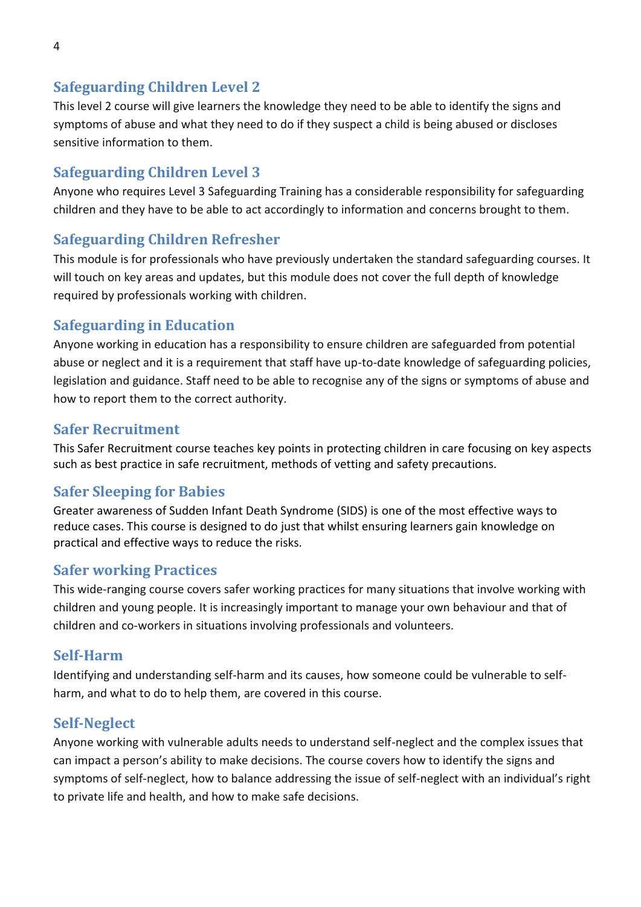## Safeguarding Children Level 2

This level 2 course will give learners the knowledge they need to be able to identify the signs and symptoms of abuse and what they need to do if they suspect a child is being abused or discloses sensitive information to them.

## Safeguarding Children Level 3

Anyone who requires Level 3 Safeguarding Training has a considerable responsibility for safeguarding children and they have to be able to act accordingly to information and concerns brought to them.

## Safeguarding Children Refresher

This module is for professionals who have previously undertaken the standard safeguarding courses. It will touch on key areas and updates, but this module does not cover the full depth of knowledge required by professionals working with children.

## Safeguarding in Education

Anyone working in education has a responsibility to ensure children are safeguarded from potential abuse or neglect and it is a requirement that staff have up-to-date knowledge of safeguarding policies, legislation and guidance. Staff need to be able to recognise any of the signs or symptoms of abuse and how to report them to the correct authority.

## Safer Recruitment

This Safer Recruitment course teaches key points in protecting children in care focusing on key aspects such as best practice in safe recruitment, methods of vetting and safety precautions.

## Safer Sleeping for Babies

Greater awareness of Sudden Infant Death Syndrome (SIDS) is one of the most effective ways to reduce cases. This course is designed to do just that whilst ensuring learners gain knowledge on practical and effective ways to reduce the risks.

## Safer working Practices

This wide-ranging course covers safer working practices for many situations that involve working with children and young people. It is increasingly important to manage your own behaviour and that of children and co-workers in situations involving professionals and volunteers.

## Self-Harm

Identifying and understanding self-harm and its causes, how someone could be vulnerable to self-harm, and what to do to help them, are covered in this course.

## Self-Neglect

Anyone working with vulnerable adults needs to understand self-neglect and the complex issues that can impact a person's ability to make decisions. The course covers how to identify the signs and symptoms of self-neglect, how to balance addressing the issue of self-neglect with an individual's right to private life and health, and how to make safe decisions.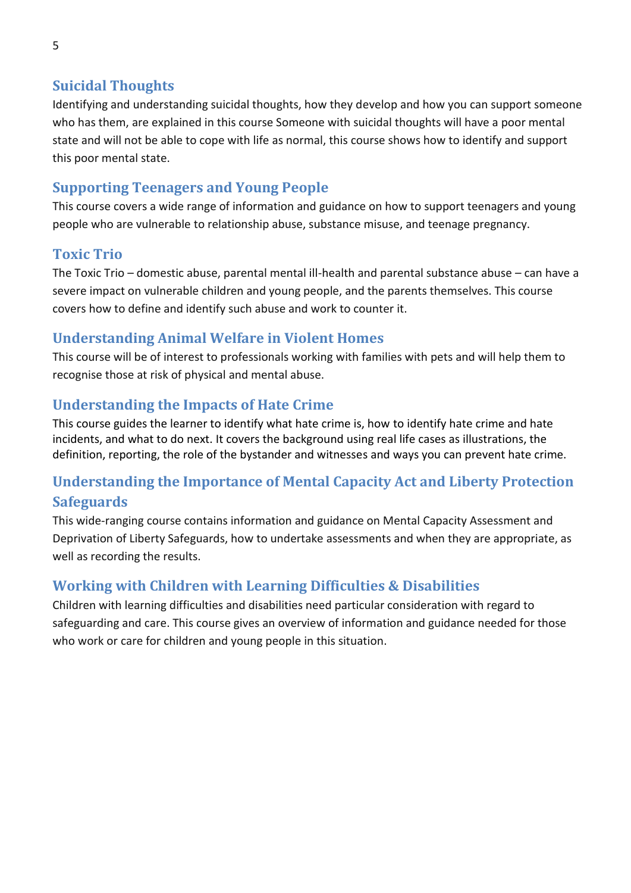## Suicidal Thoughts

Identifying and understanding suicidal thoughts, how they develop and how you can support someone who has them, are explained in this course Someone with suicidal thoughts will have a poor mental state and will not be able to cope with life as normal, this course shows how to identify and support this poor mental state.

## Supporting Teenagers and Young People

This course covers a wide range of information and guidance on how to support teenagers and young people who are vulnerable to relationship abuse, substance misuse, and teenage pregnancy.

## Toxic Trio

The Toxic Trio – domestic abuse, parental mental ill-health and parental substance abuse – can have a severe impact on vulnerable children and young people, and the parents themselves. This course covers how to define and identify such abuse and work to counter it.

## Understanding Animal Welfare in Violent Homes

This course will be of interest to professionals working with families with pets and will help them to recognise those at risk of physical and mental abuse.

## Understanding the Impacts of Hate Crime

This course guides the learner to identify what hate crime is, how to identify hate crime and hate incidents, and what to do next. It covers the background using real life cases as illustrations, the definition, reporting, the role of the bystander and witnesses and ways you can prevent hate crime.

## Understanding the Importance of Mental Capacity Act and Liberty Protection Safeguards

This wide-ranging course contains information and guidance on Mental Capacity Assessment and Deprivation of Liberty Safeguards, how to undertake assessments and when they are appropriate, as well as recording the results.

## Working with Children with Learning Difficulties & Disabilities

Children with learning difficulties and disabilities need particular consideration with regard to safeguarding and care. This course gives an overview of information and guidance needed for those who work or care for children and young people in this situation.